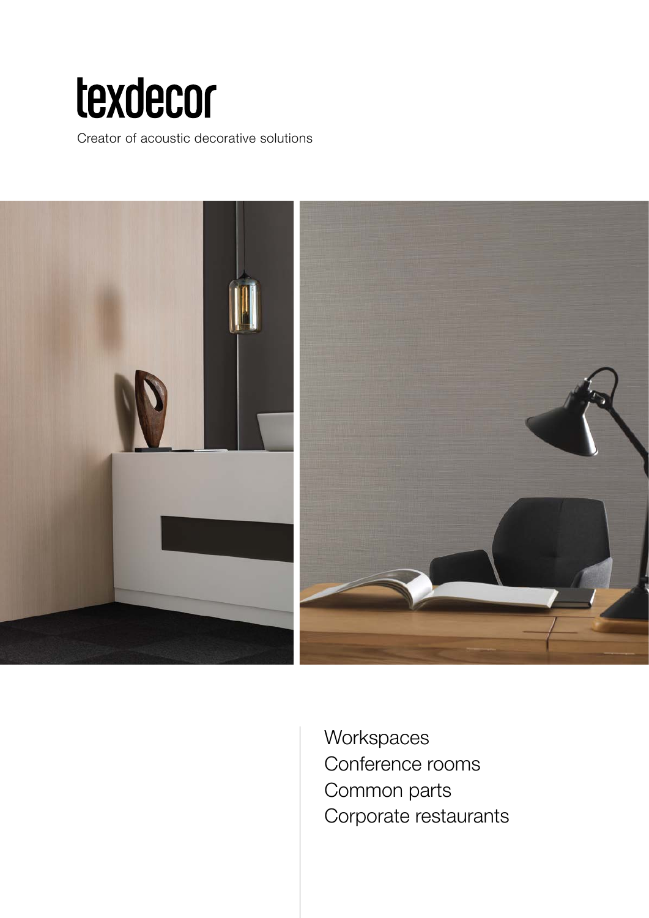# texdecor

Creator of acoustic decorative solutions

Workspaces
Conference rooms
Common parts
Corporate restaurants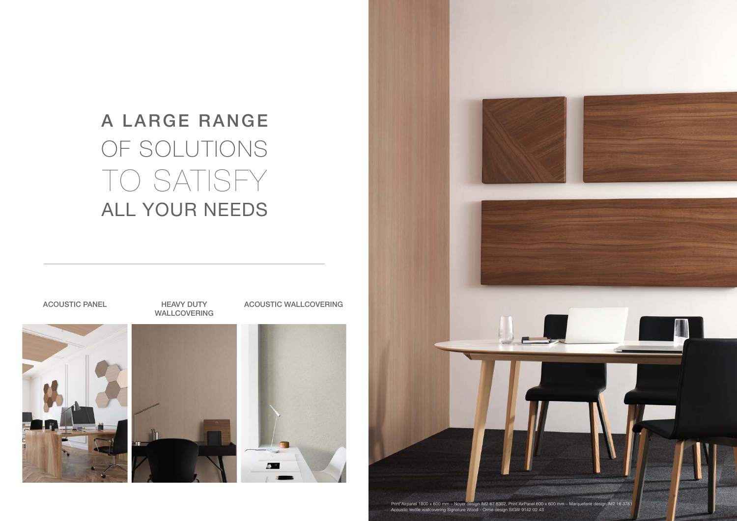# A LARGE RANGE OF SOLUTIONS TO SATISFY ALL YOUR NEEDS

ACOUSTIC PANEL

HEAVY DUTY WALLCOVERING

ACOUSTIC WALLCOVERING

Print'Airpanel 1800 x 600 mm – Noyer design IM2 67 8302, Print'AirPanel 600 x 600 mm – Marqueterie design IM2 16 3761
Acoustic textile wallcovering Signature Wood - Orme design SIGW 9142 02 43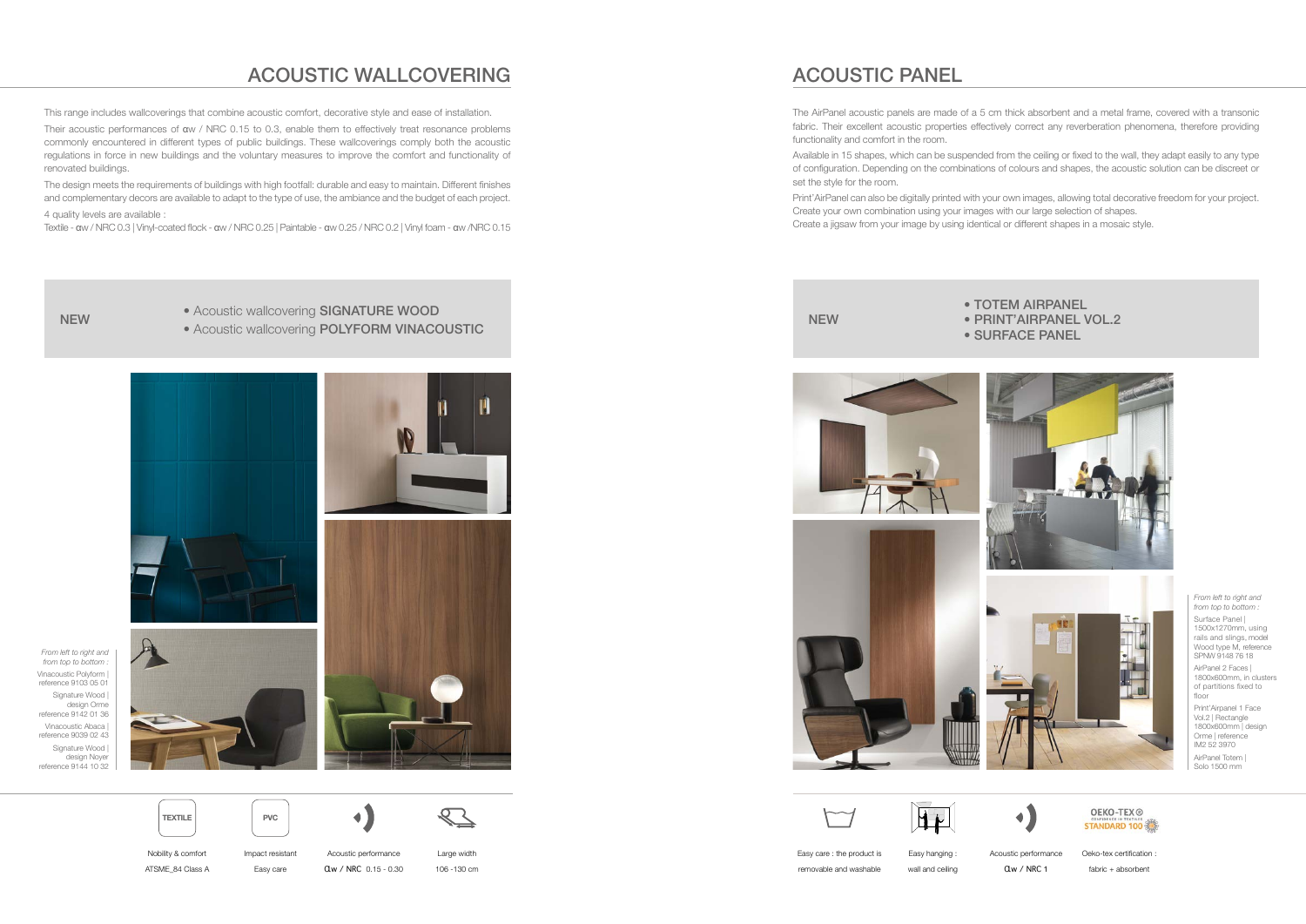# ACOUSTIC WALLCOVERING

This range includes wallcoverings that combine acoustic comfort, decorative style and ease of installation.

Their acoustic performances of αw / NRC 0.15 to 0.3, enable them to effectively treat resonance problems commonly encountered in different types of public buildings. These wallcoverings comply both the acoustic regulations in force in new buildings and the voluntary measures to improve the comfort and functionality of renovated buildings.

The design meets the requirements of buildings with high footfall: durable and easy to maintain. Different finishes and complementary decors are available to adapt to the type of use, the ambiance and the budget of each project.

4 quality levels are available :

Textile - αw / NRC 0.3 | Vinyl-coated flock - αw / NRC 0.25 | Paintable - αw 0.25 / NRC 0.2 | Vinyl foam - αw /NRC 0.15

NEW

- Acoustic wallcovering **SIGNATURE WOOD**
- Acoustic wallcovering **POLYFORM VINACOUSTIC**

*From left to right and from top to bottom :*

Vinacoustic Polyform | reference 9103 05 01

Signature Wood | design Orme reference 9142 01 36

Vinacoustic Abaca | reference 9039 02 43

Signature Wood | design Noyer reference 9144 10 32

TEXTILE — Nobility & comfort ATSME_84 Class A

PVC — Impact resistant Easy care

Acoustic performance αw / NRC 0.15 - 0.30

Large width 106 -130 cm

# ACOUSTIC PANEL

The AirPanel acoustic panels are made of a 5 cm thick absorbent and a metal frame, covered with a transonic fabric. Their excellent acoustic properties effectively correct any reverberation phenomena, therefore providing functionality and comfort in the room.

Available in 15 shapes, which can be suspended from the ceiling or fixed to the wall, they adapt easily to any type of configuration. Depending on the combinations of colours and shapes, the acoustic solution can be discreet or set the style for the room.

Print'AirPanel can also be digitally printed with your own images, allowing total decorative freedom for your project. Create your own combination using your images with our large selection of shapes.
Create a jigsaw from your image by using identical or different shapes in a mosaic style.

NEW

- **TOTEM AIRPANEL**
- **PRINT'AIRPANEL VOL.2**
- **SURFACE PANEL**

*From left to right and from top to bottom :*

Surface Panel | 1500x1270mm, using rails and slings, model Wood type M, reference SPNW 9148 76 18

AirPanel 2 Faces | 1800x600mm, in clusters of partitions fixed to floor

Print'Airpanel 1 Face Vol.2 | Rectangle 1800x600mm | design Orme | reference IM2 52 3970

AirPanel Totem | Solo 1500 mm

Easy care : the product is removable and washable

Easy hanging : wall and ceiling

Acoustic performance αw / NRC 1

Oeko-tex certification : fabric + absorbent

OEKO-TEX® STANDARD 100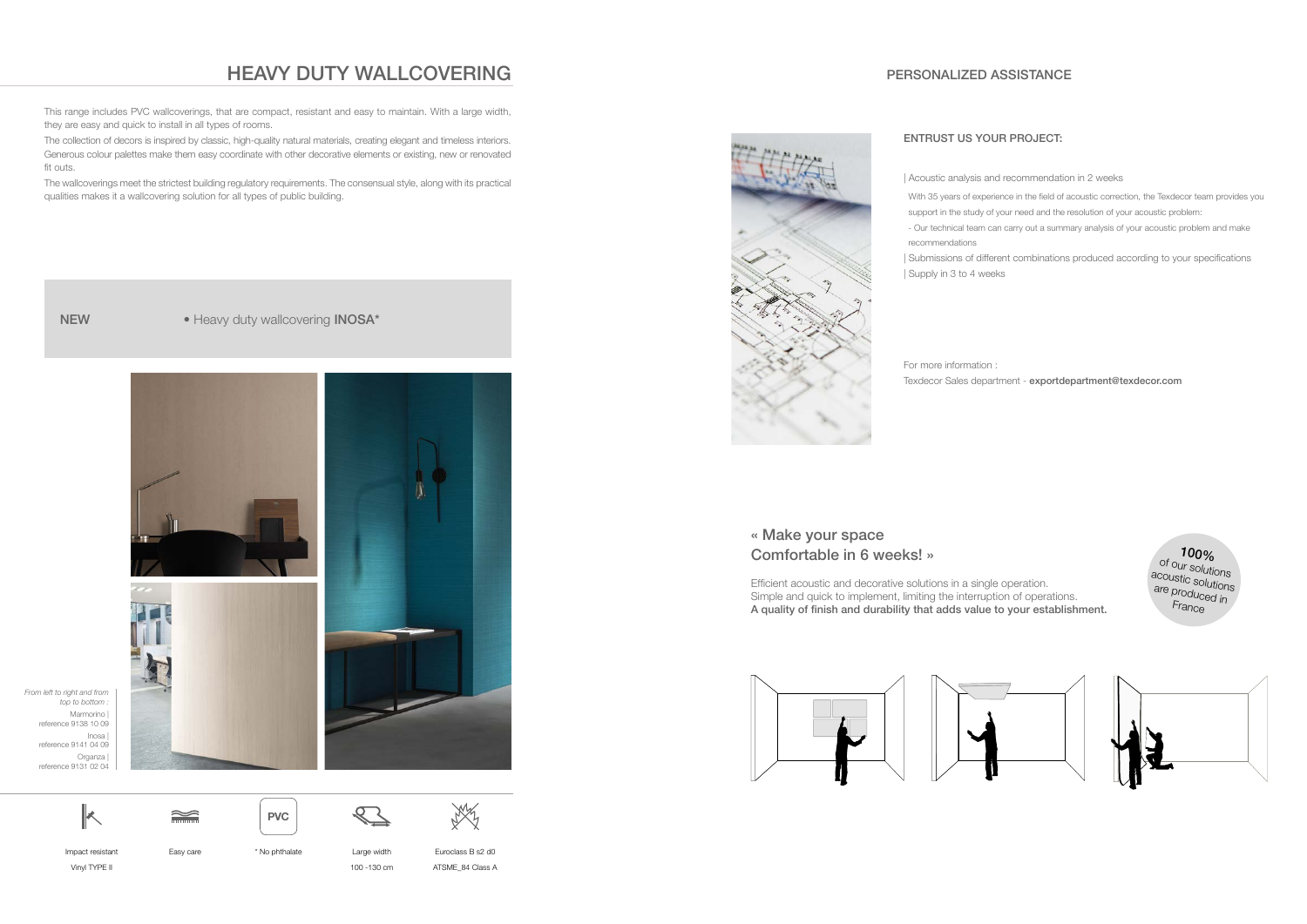# HEAVY DUTY WALLCOVERING

This range includes PVC wallcoverings, that are compact, resistant and easy to maintain. With a large width, they are easy and quick to install in all types of rooms.

The collection of decors is inspired by classic, high-quality natural materials, creating elegant and timeless interiors. Generous colour palettes make them easy coordinate with other decorative elements or existing, new or renovated fit outs.

The wallcoverings meet the strictest building regulatory requirements. The consensual style, along with its practical qualities makes it a wallcovering solution for all types of public building.

**NEW** • Heavy duty wallcovering **INOSA***

*From left to right and from top to bottom :*

Marmorino | reference 9138 10 09

Inosa | reference 9141 04 09

Organza | reference 9131 02 04

Impact resistant
Vinyl TYPE II

Easy care

PVC
* No phthalate

Large width
100 -130 cm

Euroclass B s2 d0
ATSME_84 Class A

## PERSONALIZED ASSISTANCE

### ENTRUST US YOUR PROJECT:

| Acoustic analysis and recommendation in 2 weeks

With 35 years of experience in the field of acoustic correction, the Texdecor team provides you support in the study of your need and the resolution of your acoustic problem:

- Our technical team can carry out a summary analysis of your acoustic problem and make recommendations

| Submissions of different combinations produced according to your specifications

| Supply in 3 to 4 weeks

For more information :

Texdecor Sales department - **exportdepartment@texdecor.com**

## « Make your space Comfortable in 6 weeks! »

Efficient acoustic and decorative solutions in a single operation.
Simple and quick to implement, limiting the interruption of operations.
**A quality of finish and durability that adds value to your establishment.**

***100%*** *of our solutions acoustic solutions are produced in France*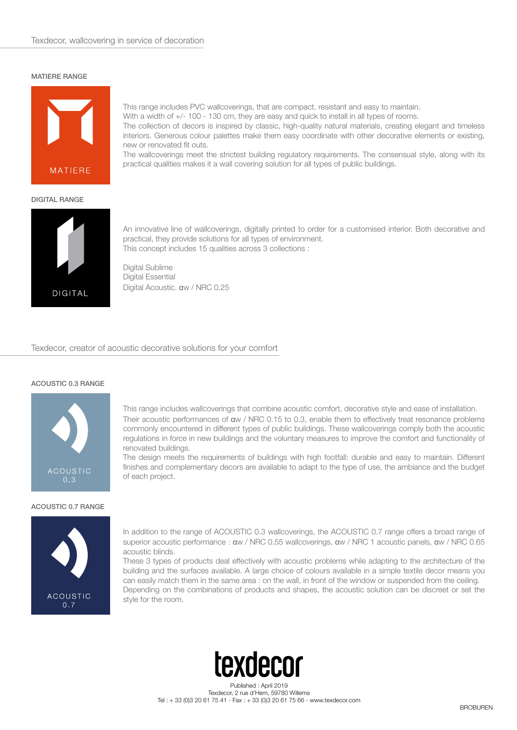## Texdecor, wallcovering in service of decoration

### MATIERE RANGE

MATIERE

This range includes PVC wallcoverings, that are compact, resistant and easy to maintain.
With a width of +/- 100 - 130 cm, they are easy and quick to install in all types of rooms.
The collection of decors is inspired by classic, high-quality natural materials, creating elegant and timeless interiors. Generous colour palettes make them easy coordinate with other decorative elements or existing, new or renovated fit outs.
The wallcoverings meet the strictest building regulatory requirements. The consensual style, along with its practical qualities makes it a wall covering solution for all types of public buildings.

### DIGITAL RANGE

DIGITAL

An innovative line of wallcoverings, digitally printed to order for a customised interior. Both decorative and practical, they provide solutions for all types of environment.
This concept includes 15 qualities across 3 collections :

Digital Sublime
Digital Essential
Digital Acoustic. αw / NRC 0.25

## Texdecor, creator of acoustic decorative solutions for your comfort

### ACOUSTIC 0.3 RANGE

ACOUSTIC 0.3

This range includes wallcoverings that combine acoustic comfort, decorative style and ease of installation.
Their acoustic performances of αw / NRC 0.15 to 0.3, enable them to effectively treat resonance problems commonly encountered in different types of public buildings. These wallcoverings comply both the acoustic regulations in force in new buildings and the voluntary measures to improve the comfort and functionality of renovated buildings.
The design meets the requirements of buildings with high footfall: durable and easy to maintain. Different finishes and complementary decors are available to adapt to the type of use, the ambiance and the budget of each project.

### ACOUSTIC 0.7 RANGE

ACOUSTIC 0.7

In addition to the range of ACOUSTIC 0.3 wallcoverings, the ACOUSTIC 0.7 range offers a broad range of superior acoustic performance : αw / NRC 0.55 wallcoverings, αw / NRC 1 acoustic panels, αw / NRC 0.65 acoustic blinds.
These 3 types of products deal effectively with acoustic problems while adapting to the architecture of the building and the surfaces available. A large choice of colours available in a simple textile decor means you can easily match them in the same area : on the wall, in front of the window or suspended from the ceiling.
Depending on the combinations of products and shapes, the acoustic solution can be discreet or set the style for the room.

texdecor

Published : April 2019
Texdecor, 2 rue d'Hem, 59780 Willems
Tel : + 33 (0)3 20 61 75 41 - Fax : + 33 (0)3 20 61 75 66 - www.texdecor.com

BROBUREN